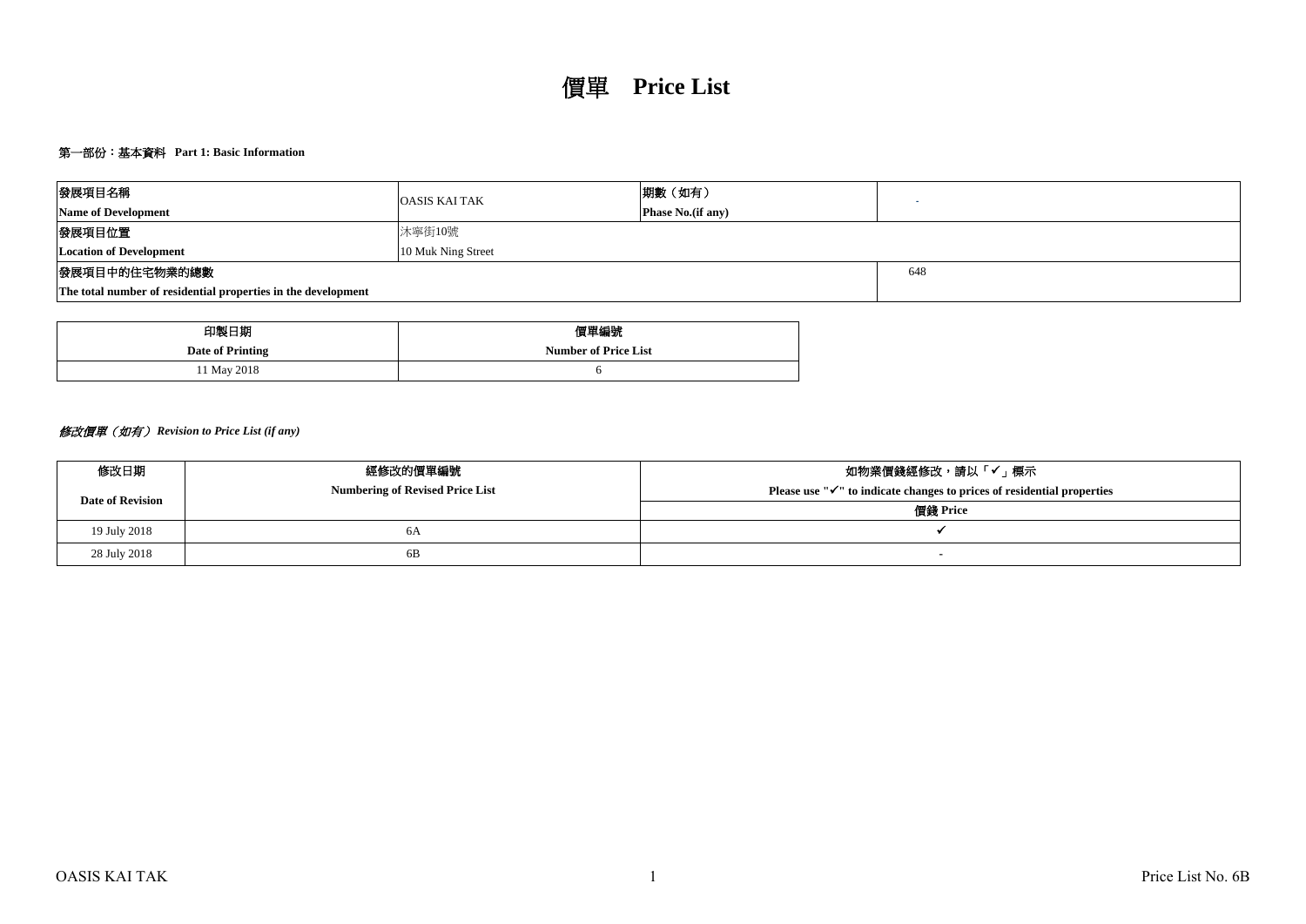# 價單 **Price List**

## 第一部份：基本資料 Part 1: Basic Information

| 發展項目名稱<br>**Name of Development** | OASIS KAI TAK | 期數（如有）<br>**Phase No.(if any)** | - |
|---|---|---|---|
| 發展項目位置<br>**Location of Development** | 沐寧街10號<br>10 Muk Ning Street | | |
| 發展項目中的住宅物業的總數<br>**The total number of residential properties in the development** | | | 648 |

| 印製日期<br>**Date of Printing** | 價單編號<br>**Number of Price List** |
|---|---|
| 11 May 2018 | 6 |

*修改價單（如有） Revision to Price List (if any)*

| 修改日期<br>**Date of Revision** | 經修改的價單編號<br>**Numbering of Revised Price List** | 如物業價錢經修改，請以「✓」標示<br>**Please use "✓" to indicate changes to prices of residential properties**<br>價錢 **Price** |
|---|---|---|
| 19 July 2018 | 6A | ✓ |
| 28 July 2018 | 6B | - |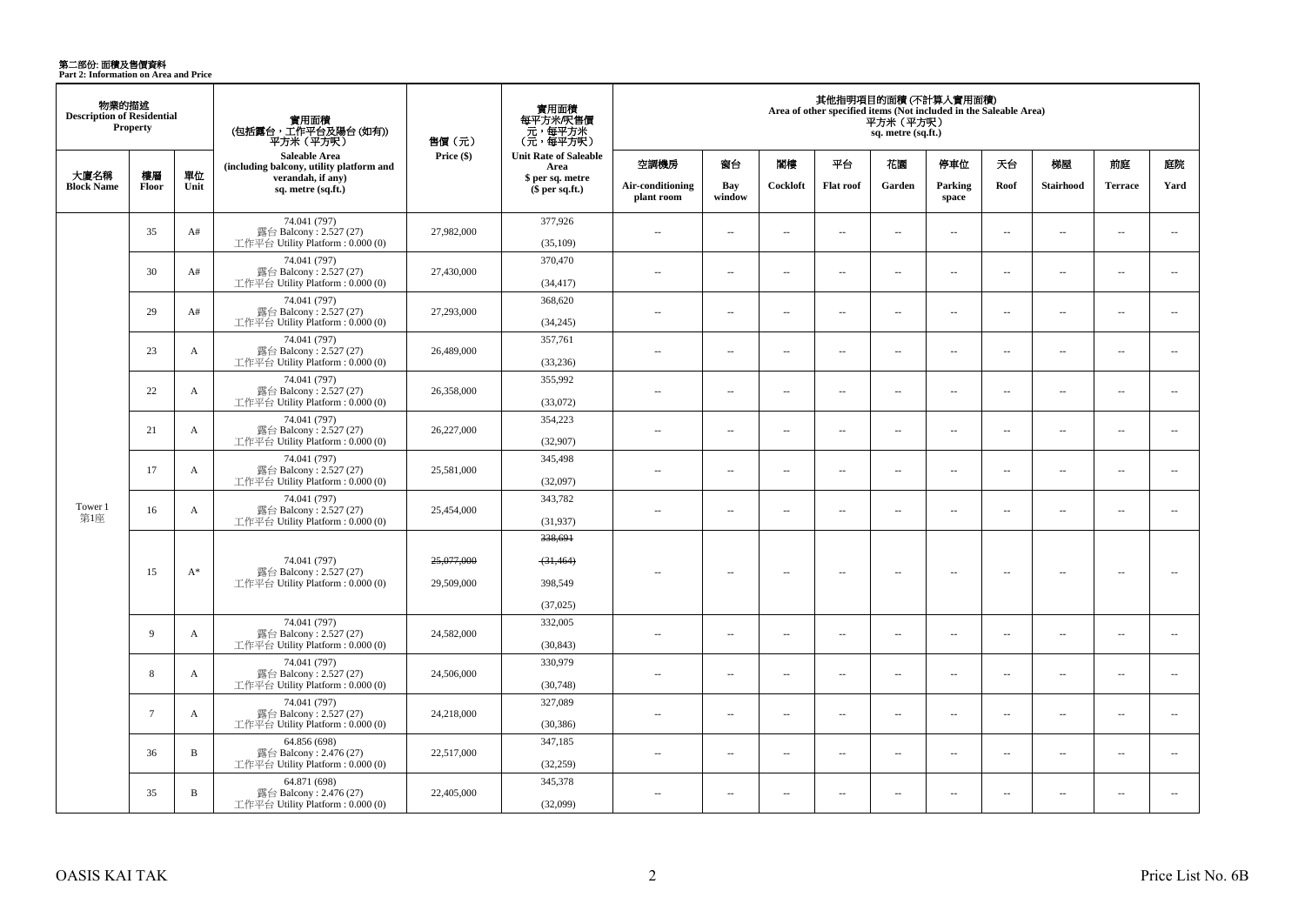# 第二部份: 面積及售價資料
**Part 2: Information on Area and Price**

| 物業的描述 Description of Residential Property | | | 實用面積 (包括露台，工作平台及陽台 (如有)) 平方米 (平方呎) Saleable Area (including balcony, utility platform and verandah, if any) sq. metre (sq.ft.) | 售價 (元) Price ($) | 實用面積 每平方米/呎售價 元，每平方米 (元，每平方呎) Unit Rate of Saleable Area $ per sq. metre ($ per sq.ft.) | 其他指明項目的面積 (不計算入實用面積) Area of other specified items (Not included in the Saleable Area) 平方米 (平方呎) sq. metre (sq.ft.) | | | | | | | | | |
|---|---|---|---|---|---|---|---|---|---|---|---|---|---|---|---|
| 大廈名稱 Block Name | 樓層 Floor | 單位 Unit | | | | 空調機房 Air-conditioning plant room | 窗台 Bay window | 閣樓 Cockloft | 平台 Flat roof | 花園 Garden | 停車位 Parking space | 天台 Roof | 梯屋 Stairhood | 前庭 Terrace | 庭院 Yard |
| Tower 1 第1座 | 35 | A# | 74.041 (797) 露台 Balcony : 2.527 (27) 工作平台 Utility Platform : 0.000 (0) | 27,982,000 | 377,926 (35,109) | -- | -- | -- | -- | -- | -- | -- | -- | -- | -- |
| | 30 | A# | 74.041 (797) 露台 Balcony : 2.527 (27) 工作平台 Utility Platform : 0.000 (0) | 27,430,000 | 370,470 (34,417) | -- | -- | -- | -- | -- | -- | -- | -- | -- | -- |
| | 29 | A# | 74.041 (797) 露台 Balcony : 2.527 (27) 工作平台 Utility Platform : 0.000 (0) | 27,293,000 | 368,620 (34,245) | -- | -- | -- | -- | -- | -- | -- | -- | -- | -- |
| | 23 | A | 74.041 (797) 露台 Balcony : 2.527 (27) 工作平台 Utility Platform : 0.000 (0) | 26,489,000 | 357,761 (33,236) | -- | -- | -- | -- | -- | -- | -- | -- | -- | -- |
| | 22 | A | 74.041 (797) 露台 Balcony : 2.527 (27) 工作平台 Utility Platform : 0.000 (0) | 26,358,000 | 355,992 (33,072) | -- | -- | -- | -- | -- | -- | -- | -- | -- | -- |
| | 21 | A | 74.041 (797) 露台 Balcony : 2.527 (27) 工作平台 Utility Platform : 0.000 (0) | 26,227,000 | 354,223 (32,907) | -- | -- | -- | -- | -- | -- | -- | -- | -- | -- |
| | 17 | A | 74.041 (797) 露台 Balcony : 2.527 (27) 工作平台 Utility Platform : 0.000 (0) | 25,581,000 | 345,498 (32,097) | -- | -- | -- | -- | -- | -- | -- | -- | -- | -- |
| | 16 | A | 74.041 (797) 露台 Balcony : 2.527 (27) 工作平台 Utility Platform : 0.000 (0) | 25,454,000 | 343,782 (31,937) | -- | -- | -- | -- | -- | -- | -- | -- | -- | -- |
| | 15 | A* | 74.041 (797) 露台 Balcony : 2.527 (27) 工作平台 Utility Platform : 0.000 (0) | ~~25,077,000~~ 29,509,000 | ~~338,691~~ ~~(31,464)~~ 398,549 (37,025) | -- | -- | -- | -- | -- | -- | -- | -- | -- | -- |
| | 9 | A | 74.041 (797) 露台 Balcony : 2.527 (27) 工作平台 Utility Platform : 0.000 (0) | 24,582,000 | 332,005 (30,843) | -- | -- | -- | -- | -- | -- | -- | -- | -- | -- |
| | 8 | A | 74.041 (797) 露台 Balcony : 2.527 (27) 工作平台 Utility Platform : 0.000 (0) | 24,506,000 | 330,979 (30,748) | -- | -- | -- | -- | -- | -- | -- | -- | -- | -- |
| | 7 | A | 74.041 (797) 露台 Balcony : 2.527 (27) 工作平台 Utility Platform : 0.000 (0) | 24,218,000 | 327,089 (30,386) | -- | -- | -- | -- | -- | -- | -- | -- | -- | -- |
| | 36 | B | 64.856 (698) 露台 Balcony : 2.476 (27) 工作平台 Utility Platform : 0.000 (0) | 22,517,000 | 347,185 (32,259) | -- | -- | -- | -- | -- | -- | -- | -- | -- | -- |
| | 35 | B | 64.871 (698) 露台 Balcony : 2.476 (27) 工作平台 Utility Platform : 0.000 (0) | 22,405,000 | 345,378 (32,099) | -- | -- | -- | -- | -- | -- | -- | -- | -- | -- |

OASIS KAI TAK

Price List No. 6B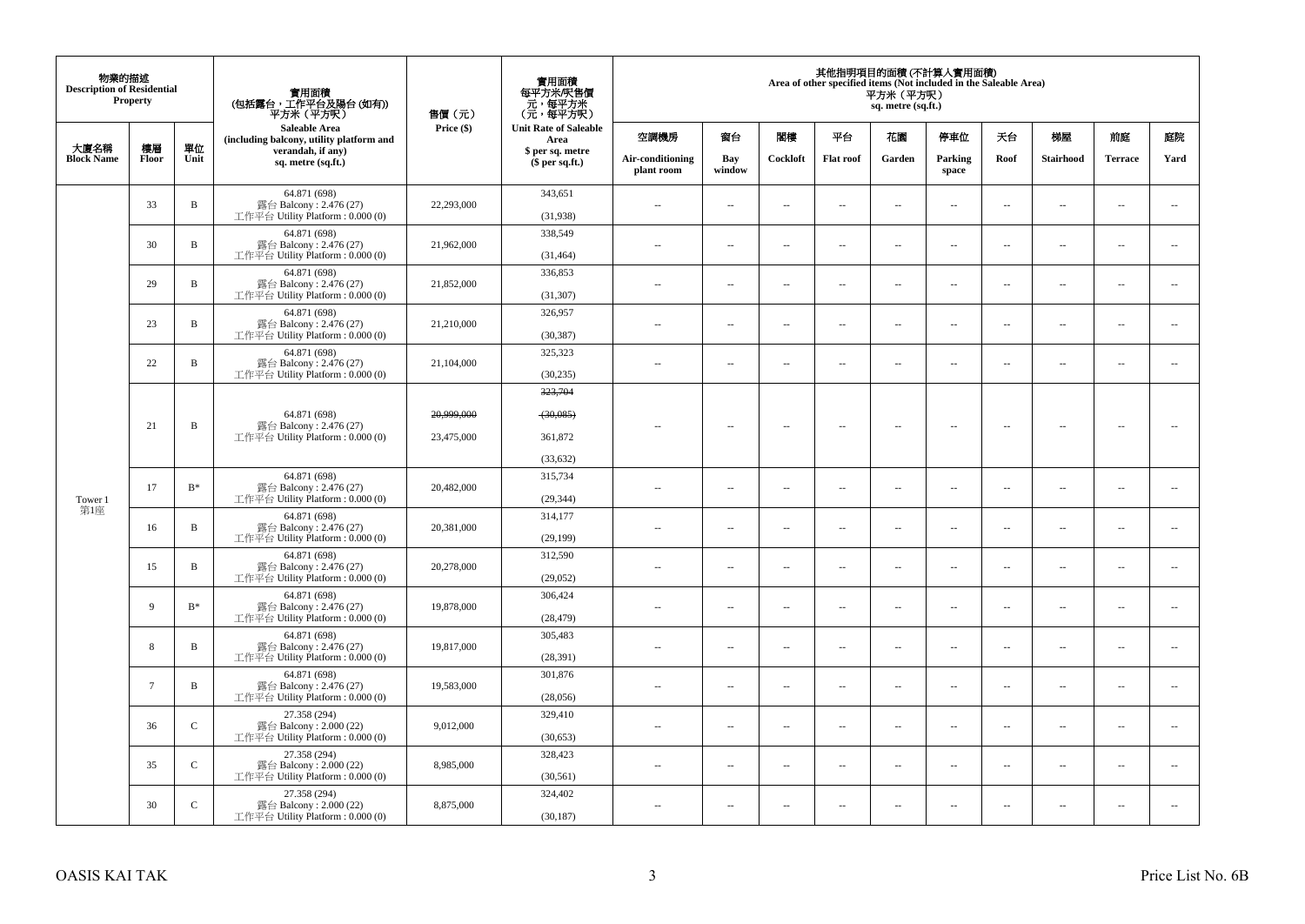| 物業的描述 Description of Residential Property | | | 實用面積 (包括露台，工作平台及陽台 (如有)) 平方米（平方呎） Saleable Area (including balcony, utility platform and verandah, if any) sq. metre (sq.ft.) | 售價（元） Price ($) | 實用面積 每平方米/呎售價 元，每平方米 （元，每平方呎） Unit Rate of Saleable Area $ per sq. metre ($ per sq.ft.) | 其他指明項目的面積 (不計算入實用面積) Area of other specified items (Not included in the Saleable Area) 平方米（平方呎） sq. metre (sq.ft.) | | | | | | | | | |
|---|---|---|---|---|---|---|---|---|---|---|---|---|---|---|---|
| 大廈名稱 Block Name | 樓層 Floor | 單位 Unit | | | | 空調機房 Air-conditioning plant room | 窗台 Bay window | 閣樓 Cockloft | 平台 Flat roof | 花園 Garden | 停車位 Parking space | 天台 Roof | 梯屋 Stairhood | 前庭 Terrace | 庭院 Yard |
| Tower 1 第1座 | 33 | B | 64.871 (698) 露台 Balcony : 2.476 (27) 工作平台 Utility Platform : 0.000 (0) | 22,293,000 | 343,651 (31,938) | -- | -- | -- | -- | -- | -- | -- | -- | -- | -- |
| | 30 | B | 64.871 (698) 露台 Balcony : 2.476 (27) 工作平台 Utility Platform : 0.000 (0) | 21,962,000 | 338,549 (31,464) | -- | -- | -- | -- | -- | -- | -- | -- | -- | -- |
| | 29 | B | 64.871 (698) 露台 Balcony : 2.476 (27) 工作平台 Utility Platform : 0.000 (0) | 21,852,000 | 336,853 (31,307) | -- | -- | -- | -- | -- | -- | -- | -- | -- | -- |
| | 23 | B | 64.871 (698) 露台 Balcony : 2.476 (27) 工作平台 Utility Platform : 0.000 (0) | 21,210,000 | 326,957 (30,387) | -- | -- | -- | -- | -- | -- | -- | -- | -- | -- |
| | 22 | B | 64.871 (698) 露台 Balcony : 2.476 (27) 工作平台 Utility Platform : 0.000 (0) | 21,104,000 | 325,323 (30,235) | -- | -- | -- | -- | -- | -- | -- | -- | -- | -- |
| | 21 | B | 64.871 (698) 露台 Balcony : 2.476 (27) 工作平台 Utility Platform : 0.000 (0) | ~~20,999,000~~ 23,475,000 | ~~323,704~~ ~~(30,085)~~ 361,872 (33,632) | -- | -- | -- | -- | -- | -- | -- | -- | -- | -- |
| | 17 | B* | 64.871 (698) 露台 Balcony : 2.476 (27) 工作平台 Utility Platform : 0.000 (0) | 20,482,000 | 315,734 (29,344) | -- | -- | -- | -- | -- | -- | -- | -- | -- | -- |
| | 16 | B | 64.871 (698) 露台 Balcony : 2.476 (27) 工作平台 Utility Platform : 0.000 (0) | 20,381,000 | 314,177 (29,199) | -- | -- | -- | -- | -- | -- | -- | -- | -- | -- |
| | 15 | B | 64.871 (698) 露台 Balcony : 2.476 (27) 工作平台 Utility Platform : 0.000 (0) | 20,278,000 | 312,590 (29,052) | -- | -- | -- | -- | -- | -- | -- | -- | -- | -- |
| | 9 | B* | 64.871 (698) 露台 Balcony : 2.476 (27) 工作平台 Utility Platform : 0.000 (0) | 19,878,000 | 306,424 (28,479) | -- | -- | -- | -- | -- | -- | -- | -- | -- | -- |
| | 8 | B | 64.871 (698) 露台 Balcony : 2.476 (27) 工作平台 Utility Platform : 0.000 (0) | 19,817,000 | 305,483 (28,391) | -- | -- | -- | -- | -- | -- | -- | -- | -- | -- |
| | 7 | B | 64.871 (698) 露台 Balcony : 2.476 (27) 工作平台 Utility Platform : 0.000 (0) | 19,583,000 | 301,876 (28,056) | -- | -- | -- | -- | -- | -- | -- | -- | -- | -- |
| | 36 | C | 27.358 (294) 露台 Balcony : 2.000 (22) 工作平台 Utility Platform : 0.000 (0) | 9,012,000 | 329,410 (30,653) | -- | -- | -- | -- | -- | -- | -- | -- | -- | -- |
| | 35 | C | 27.358 (294) 露台 Balcony : 2.000 (22) 工作平台 Utility Platform : 0.000 (0) | 8,985,000 | 328,423 (30,561) | -- | -- | -- | -- | -- | -- | -- | -- | -- | -- |
| | 30 | C | 27.358 (294) 露台 Balcony : 2.000 (22) 工作平台 Utility Platform : 0.000 (0) | 8,875,000 | 324,402 (30,187) | -- | -- | -- | -- | -- | -- | -- | -- | -- | -- |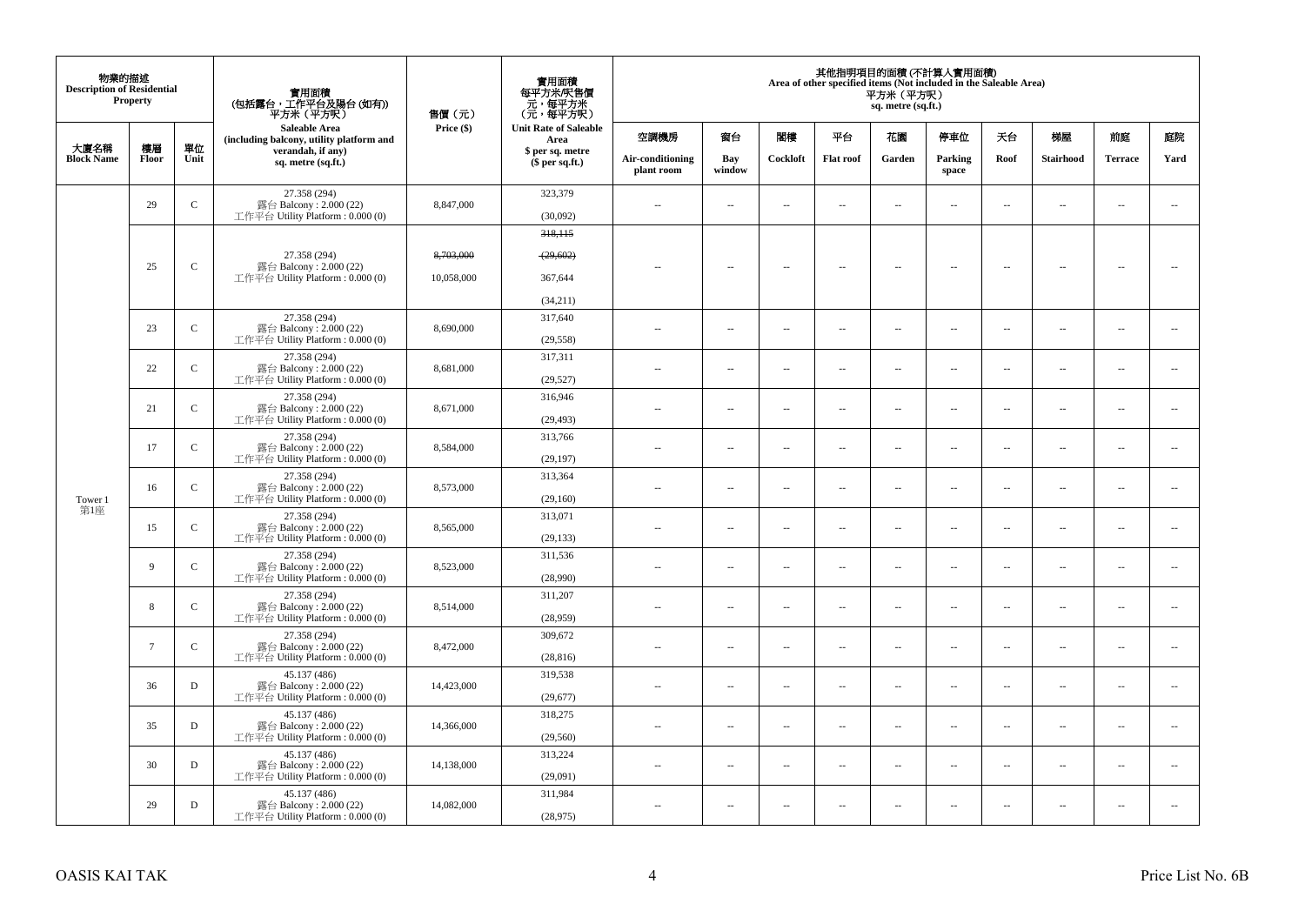| 物業的描述 Description of Residential Property | | | 實用面積 (包括露台，工作平台及陽台 (如有)) 平方米（平方呎） Saleable Area (including balcony, utility platform and verandah, if any) sq. metre (sq.ft.) | 售價（元） Price ($) | 實用面積 每平方米/呎售價 元，每平方米 （元，每平方呎） Unit Rate of Saleable Area $ per sq. metre ($ per sq.ft.) | 其他指明項目的面積 (不計算入實用面積) Area of other specified items (Not included in the Saleable Area) 平方米（平方呎） sq. metre (sq.ft.) | | | | | | | | | |
|---|---|---|---|---|---|---|---|---|---|---|---|---|---|---|---|
| 大廈名稱 Block Name | 樓層 Floor | 單位 Unit | | | | 空調機房 Air-conditioning plant room | 窗台 Bay window | 閣樓 Cockloft | 平台 Flat roof | 花園 Garden | 停車位 Parking space | 天台 Roof | 梯屋 Stairhood | 前庭 Terrace | 庭院 Yard |
| Tower 1 第1座 | 29 | C | 27.358 (294) 露台 Balcony : 2.000 (22) 工作平台 Utility Platform : 0.000 (0) | 8,847,000 | 323,379 (30,092) | -- | -- | -- | -- | -- | -- | -- | -- | -- | -- |
| | 25 | C | 27.358 (294) 露台 Balcony : 2.000 (22) 工作平台 Utility Platform : 0.000 (0) | ~~8,703,000~~ 10,058,000 | ~~318,115~~ ~~(29,602)~~ 367,644 (34,211) | -- | -- | -- | -- | -- | -- | -- | -- | -- | -- |
| | 23 | C | 27.358 (294) 露台 Balcony : 2.000 (22) 工作平台 Utility Platform : 0.000 (0) | 8,690,000 | 317,640 (29,558) | -- | -- | -- | -- | -- | -- | -- | -- | -- | -- |
| | 22 | C | 27.358 (294) 露台 Balcony : 2.000 (22) 工作平台 Utility Platform : 0.000 (0) | 8,681,000 | 317,311 (29,527) | -- | -- | -- | -- | -- | -- | -- | -- | -- | -- |
| | 21 | C | 27.358 (294) 露台 Balcony : 2.000 (22) 工作平台 Utility Platform : 0.000 (0) | 8,671,000 | 316,946 (29,493) | -- | -- | -- | -- | -- | -- | -- | -- | -- | -- |
| | 17 | C | 27.358 (294) 露台 Balcony : 2.000 (22) 工作平台 Utility Platform : 0.000 (0) | 8,584,000 | 313,766 (29,197) | -- | -- | -- | -- | -- | -- | -- | -- | -- | -- |
| | 16 | C | 27.358 (294) 露台 Balcony : 2.000 (22) 工作平台 Utility Platform : 0.000 (0) | 8,573,000 | 313,364 (29,160) | -- | -- | -- | -- | -- | -- | -- | -- | -- | -- |
| | 15 | C | 27.358 (294) 露台 Balcony : 2.000 (22) 工作平台 Utility Platform : 0.000 (0) | 8,565,000 | 313,071 (29,133) | -- | -- | -- | -- | -- | -- | -- | -- | -- | -- |
| | 9 | C | 27.358 (294) 露台 Balcony : 2.000 (22) 工作平台 Utility Platform : 0.000 (0) | 8,523,000 | 311,536 (28,990) | -- | -- | -- | -- | -- | -- | -- | -- | -- | -- |
| | 8 | C | 27.358 (294) 露台 Balcony : 2.000 (22) 工作平台 Utility Platform : 0.000 (0) | 8,514,000 | 311,207 (28,959) | -- | -- | -- | -- | -- | -- | -- | -- | -- | -- |
| | 7 | C | 27.358 (294) 露台 Balcony : 2.000 (22) 工作平台 Utility Platform : 0.000 (0) | 8,472,000 | 309,672 (28,816) | -- | -- | -- | -- | -- | -- | -- | -- | -- | -- |
| | 36 | D | 45.137 (486) 露台 Balcony : 2.000 (22) 工作平台 Utility Platform : 0.000 (0) | 14,423,000 | 319,538 (29,677) | -- | -- | -- | -- | -- | -- | -- | -- | -- | -- |
| | 35 | D | 45.137 (486) 露台 Balcony : 2.000 (22) 工作平台 Utility Platform : 0.000 (0) | 14,366,000 | 318,275 (29,560) | -- | -- | -- | -- | -- | -- | -- | -- | -- | -- |
| | 30 | D | 45.137 (486) 露台 Balcony : 2.000 (22) 工作平台 Utility Platform : 0.000 (0) | 14,138,000 | 313,224 (29,091) | -- | -- | -- | -- | -- | -- | -- | -- | -- | -- |
| | 29 | D | 45.137 (486) 露台 Balcony : 2.000 (22) 工作平台 Utility Platform : 0.000 (0) | 14,082,000 | 311,984 (28,975) | -- | -- | -- | -- | -- | -- | -- | -- | -- | -- |

OASIS KAI TAK

Price List No. 6B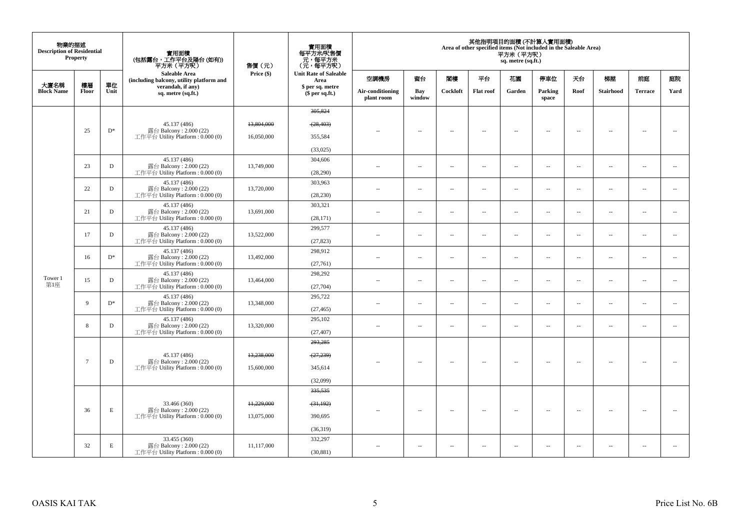| 物業的描述 Description of Residential Property | | | 實用面積 (包括露台，工作平台及陽台 (如有)) 平方米（平方呎） Saleable Area (including balcony, utility platform and verandah, if any) sq. metre (sq.ft.) | 售價（元） Price ($) | 實用面積 每平方米/呎售價 元，每平方米 (元，每平方呎) Unit Rate of Saleable Area $ per sq. metre ($ per sq.ft.) | 其他指明項目的面積 (不計算入實用面積) Area of other specified items (Not included in the Saleable Area) 平方米（平方呎） sq. metre (sq.ft.) | | | | | | | | | |
|---|---|---|---|---|---|---|---|---|---|---|---|---|---|---|---|
| 大廈名稱 Block Name | 樓層 Floor | 單位 Unit | | | | 空調機房 Air-conditioning plant room | 窗台 Bay window | 閣樓 Cockloft | 平台 Flat roof | 花園 Garden | 停車位 Parking space | 天台 Roof | 梯屋 Stairhood | 前庭 Terrace | 庭院 Yard |
| Tower 1 第1座 | 25 | D* | 45.137 (486) 露台 Balcony : 2.000 (22) 工作平台 Utility Platform : 0.000 (0) | ~~13,804,000~~ 16,050,000 | ~~305,824~~ ~~(28,403)~~ 355,584 (33,025) | -- | -- | -- | -- | -- | -- | -- | -- | -- | -- |
| | 23 | D | 45.137 (486) 露台 Balcony : 2.000 (22) 工作平台 Utility Platform : 0.000 (0) | 13,749,000 | 304,606 (28,290) | -- | -- | -- | -- | -- | -- | -- | -- | -- | -- |
| | 22 | D | 45.137 (486) 露台 Balcony : 2.000 (22) 工作平台 Utility Platform : 0.000 (0) | 13,720,000 | 303,963 (28,230) | -- | -- | -- | -- | -- | -- | -- | -- | -- | -- |
| | 21 | D | 45.137 (486) 露台 Balcony : 2.000 (22) 工作平台 Utility Platform : 0.000 (0) | 13,691,000 | 303,321 (28,171) | -- | -- | -- | -- | -- | -- | -- | -- | -- | -- |
| | 17 | D | 45.137 (486) 露台 Balcony : 2.000 (22) 工作平台 Utility Platform : 0.000 (0) | 13,522,000 | 299,577 (27,823) | -- | -- | -- | -- | -- | -- | -- | -- | -- | -- |
| | 16 | D* | 45.137 (486) 露台 Balcony : 2.000 (22) 工作平台 Utility Platform : 0.000 (0) | 13,492,000 | 298,912 (27,761) | -- | -- | -- | -- | -- | -- | -- | -- | -- | -- |
| | 15 | D | 45.137 (486) 露台 Balcony : 2.000 (22) 工作平台 Utility Platform : 0.000 (0) | 13,464,000 | 298,292 (27,704) | -- | -- | -- | -- | -- | -- | -- | -- | -- | -- |
| | 9 | D* | 45.137 (486) 露台 Balcony : 2.000 (22) 工作平台 Utility Platform : 0.000 (0) | 13,348,000 | 295,722 (27,465) | -- | -- | -- | -- | -- | -- | -- | -- | -- | -- |
| | 8 | D | 45.137 (486) 露台 Balcony : 2.000 (22) 工作平台 Utility Platform : 0.000 (0) | 13,320,000 | 295,102 (27,407) | -- | -- | -- | -- | -- | -- | -- | -- | -- | -- |
| | 7 | D | 45.137 (486) 露台 Balcony : 2.000 (22) 工作平台 Utility Platform : 0.000 (0) | ~~13,238,000~~ 15,600,000 | ~~293,285~~ ~~(27,239)~~ 345,614 (32,099) | -- | -- | -- | -- | -- | -- | -- | -- | -- | -- |
| | 36 | E | 33.466 (360) 露台 Balcony : 2.000 (22) 工作平台 Utility Platform : 0.000 (0) | ~~11,229,000~~ 13,075,000 | ~~335,535~~ ~~(31,192)~~ 390,695 (36,319) | -- | -- | -- | -- | -- | -- | -- | -- | -- | -- |
| | 32 | E | 33.455 (360) 露台 Balcony : 2.000 (22) 工作平台 Utility Platform : 0.000 (0) | 11,117,000 | 332,297 (30,881) | -- | -- | -- | -- | -- | -- | -- | -- | -- | -- |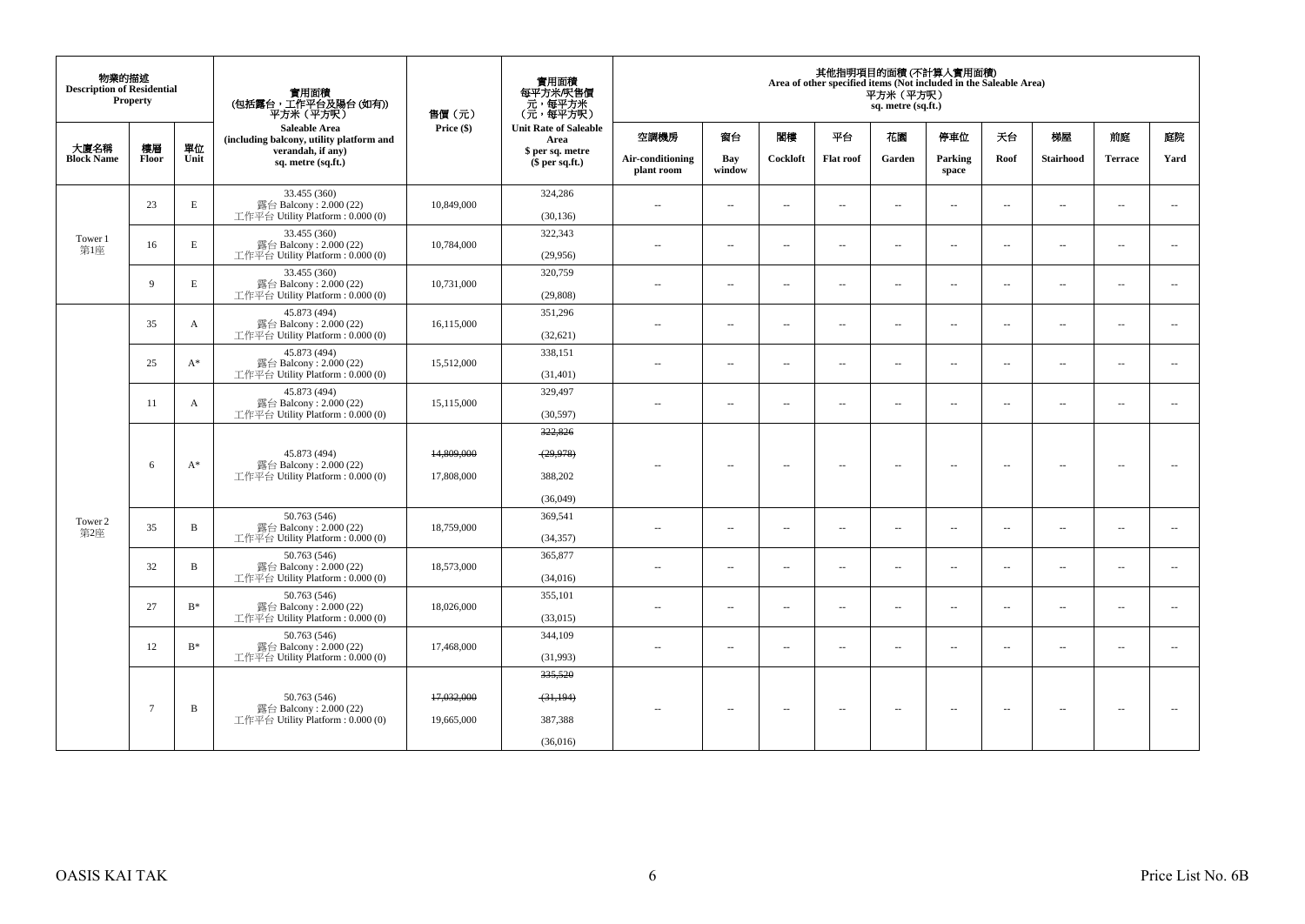| 物業的描述 Description of Residential Property | | | 實用面積 (包括露台，工作平台及陽台 (如有)) 平方米（平方呎） Saleable Area (including balcony, utility platform and verandah, if any) sq. metre (sq.ft.) | 售價（元） Price ($) | 實用面積 每平方米/呎售價 元，每平方米 (元，每平方呎) Unit Rate of Saleable Area $ per sq. metre ($ per sq.ft.) | 其他指明項目的面積 (不計算入實用面積) Area of other specified items (Not included in the Saleable Area) 平方米（平方呎） sq. metre (sq.ft.) | | | | | | | | | |
|---|---|---|---|---|---|---|---|---|---|---|---|---|---|---|---|
| 大廈名稱 Block Name | 樓層 Floor | 單位 Unit | | | | 空調機房 Air-conditioning plant room | 窗台 Bay window | 閣樓 Cockloft | 平台 Flat roof | 花園 Garden | 停車位 Parking space | 天台 Roof | 梯屋 Stairhood | 前庭 Terrace | 庭院 Yard |
| Tower 1 第1座 | 23 | E | 33.455 (360) 露台 Balcony : 2.000 (22) 工作平台 Utility Platform : 0.000 (0) | 10,849,000 | 324,286 (30,136) | -- | -- | -- | -- | -- | -- | -- | -- | -- | -- |
| | 16 | E | 33.455 (360) 露台 Balcony : 2.000 (22) 工作平台 Utility Platform : 0.000 (0) | 10,784,000 | 322,343 (29,956) | -- | -- | -- | -- | -- | -- | -- | -- | -- | -- |
| | 9 | E | 33.455 (360) 露台 Balcony : 2.000 (22) 工作平台 Utility Platform : 0.000 (0) | 10,731,000 | 320,759 (29,808) | -- | -- | -- | -- | -- | -- | -- | -- | -- | -- |
| Tower 2 第2座 | 35 | A | 45.873 (494) 露台 Balcony : 2.000 (22) 工作平台 Utility Platform : 0.000 (0) | 16,115,000 | 351,296 (32,621) | -- | -- | -- | -- | -- | -- | -- | -- | -- | -- |
| | 25 | A* | 45.873 (494) 露台 Balcony : 2.000 (22) 工作平台 Utility Platform : 0.000 (0) | 15,512,000 | 338,151 (31,401) | -- | -- | -- | -- | -- | -- | -- | -- | -- | -- |
| | 11 | A | 45.873 (494) 露台 Balcony : 2.000 (22) 工作平台 Utility Platform : 0.000 (0) | 15,115,000 | 329,497 (30,597) | -- | -- | -- | -- | -- | -- | -- | -- | -- | -- |
| | 6 | A* | 45.873 (494) 露台 Balcony : 2.000 (22) 工作平台 Utility Platform : 0.000 (0) | ~~14,809,000~~ 17,808,000 | ~~322,826~~ ~~(29,978)~~ 388,202 (36,049) | -- | -- | -- | -- | -- | -- | -- | -- | -- | -- |
| | 35 | B | 50.763 (546) 露台 Balcony : 2.000 (22) 工作平台 Utility Platform : 0.000 (0) | 18,759,000 | 369,541 (34,357) | -- | -- | -- | -- | -- | -- | -- | -- | -- | -- |
| | 32 | B | 50.763 (546) 露台 Balcony : 2.000 (22) 工作平台 Utility Platform : 0.000 (0) | 18,573,000 | 365,877 (34,016) | -- | -- | -- | -- | -- | -- | -- | -- | -- | -- |
| | 27 | B* | 50.763 (546) 露台 Balcony : 2.000 (22) 工作平台 Utility Platform : 0.000 (0) | 18,026,000 | 355,101 (33,015) | -- | -- | -- | -- | -- | -- | -- | -- | -- | -- |
| | 12 | B* | 50.763 (546) 露台 Balcony : 2.000 (22) 工作平台 Utility Platform : 0.000 (0) | 17,468,000 | 344,109 (31,993) | -- | -- | -- | -- | -- | -- | -- | -- | -- | -- |
| | 7 | B | 50.763 (546) 露台 Balcony : 2.000 (22) 工作平台 Utility Platform : 0.000 (0) | ~~17,032,000~~ 19,665,000 | ~~335,520~~ ~~(31,194)~~ 387,388 (36,016) | -- | -- | -- | -- | -- | -- | -- | -- | -- | -- |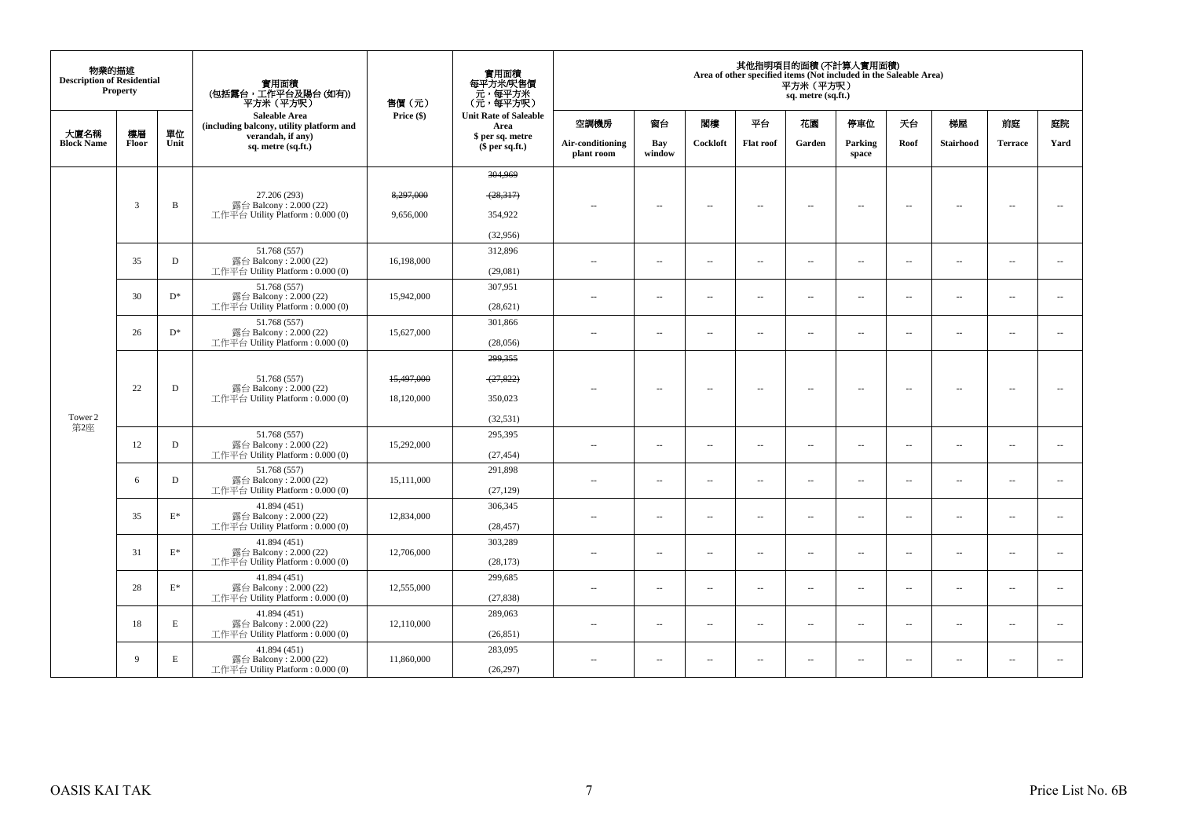| 物業的描述 Description of Residential Property | | | 實用面積 (包括露台，工作平台及陽台 (如有)) 平方米（平方呎） Saleable Area (including balcony, utility platform and verandah, if any) sq. metre (sq.ft.) | 售價（元） Price ($) | 實用面積 每平方米/呎售價 元，每平方米 (元，每平方呎) Unit Rate of Saleable Area $ per sq. metre ($ per sq.ft.) | 其他指明項目的面積 (不計算入實用面積) Area of other specified items (Not included in the Saleable Area) 平方米（平方呎） sq. metre (sq.ft.) | | | | | | | | | |
|---|---|---|---|---|---|---|---|---|---|---|---|---|---|---|---|
| 大廈名稱 Block Name | 樓層 Floor | 單位 Unit | | | | 空調機房 Air-conditioning plant room | 窗台 Bay window | 閣樓 Cockloft | 平台 Flat roof | 花園 Garden | 停車位 Parking space | 天台 Roof | 梯屋 Stairhood | 前庭 Terrace | 庭院 Yard |
| Tower 2 第2座 | 3 | B | 27.206 (293) 露台 Balcony : 2.000 (22) 工作平台 Utility Platform : 0.000 (0) | ~~8,297,000~~ 9,656,000 | ~~304,969~~ ~~(28,317)~~ 354,922 (32,956) | -- | -- | -- | -- | -- | -- | -- | -- | -- | -- |
| | 35 | D | 51.768 (557) 露台 Balcony : 2.000 (22) 工作平台 Utility Platform : 0.000 (0) | 16,198,000 | 312,896 (29,081) | -- | -- | -- | -- | -- | -- | -- | -- | -- | -- |
| | 30 | D* | 51.768 (557) 露台 Balcony : 2.000 (22) 工作平台 Utility Platform : 0.000 (0) | 15,942,000 | 307,951 (28,621) | -- | -- | -- | -- | -- | -- | -- | -- | -- | -- |
| | 26 | D* | 51.768 (557) 露台 Balcony : 2.000 (22) 工作平台 Utility Platform : 0.000 (0) | 15,627,000 | 301,866 (28,056) | -- | -- | -- | -- | -- | -- | -- | -- | -- | -- |
| | 22 | D | 51.768 (557) 露台 Balcony : 2.000 (22) 工作平台 Utility Platform : 0.000 (0) | ~~15,497,000~~ 18,120,000 | ~~299,355~~ ~~(27,822)~~ 350,023 (32,531) | -- | -- | -- | -- | -- | -- | -- | -- | -- | -- |
| | 12 | D | 51.768 (557) 露台 Balcony : 2.000 (22) 工作平台 Utility Platform : 0.000 (0) | 15,292,000 | 295,395 (27,454) | -- | -- | -- | -- | -- | -- | -- | -- | -- | -- |
| | 6 | D | 51.768 (557) 露台 Balcony : 2.000 (22) 工作平台 Utility Platform : 0.000 (0) | 15,111,000 | 291,898 (27,129) | -- | -- | -- | -- | -- | -- | -- | -- | -- | -- |
| | 35 | E* | 41.894 (451) 露台 Balcony : 2.000 (22) 工作平台 Utility Platform : 0.000 (0) | 12,834,000 | 306,345 (28,457) | -- | -- | -- | -- | -- | -- | -- | -- | -- | -- |
| | 31 | E* | 41.894 (451) 露台 Balcony : 2.000 (22) 工作平台 Utility Platform : 0.000 (0) | 12,706,000 | 303,289 (28,173) | -- | -- | -- | -- | -- | -- | -- | -- | -- | -- |
| | 28 | E* | 41.894 (451) 露台 Balcony : 2.000 (22) 工作平台 Utility Platform : 0.000 (0) | 12,555,000 | 299,685 (27,838) | -- | -- | -- | -- | -- | -- | -- | -- | -- | -- |
| | 18 | E | 41.894 (451) 露台 Balcony : 2.000 (22) 工作平台 Utility Platform : 0.000 (0) | 12,110,000 | 289,063 (26,851) | -- | -- | -- | -- | -- | -- | -- | -- | -- | -- |
| | 9 | E | 41.894 (451) 露台 Balcony : 2.000 (22) 工作平台 Utility Platform : 0.000 (0) | 11,860,000 | 283,095 (26,297) | -- | -- | -- | -- | -- | -- | -- | -- | -- | -- |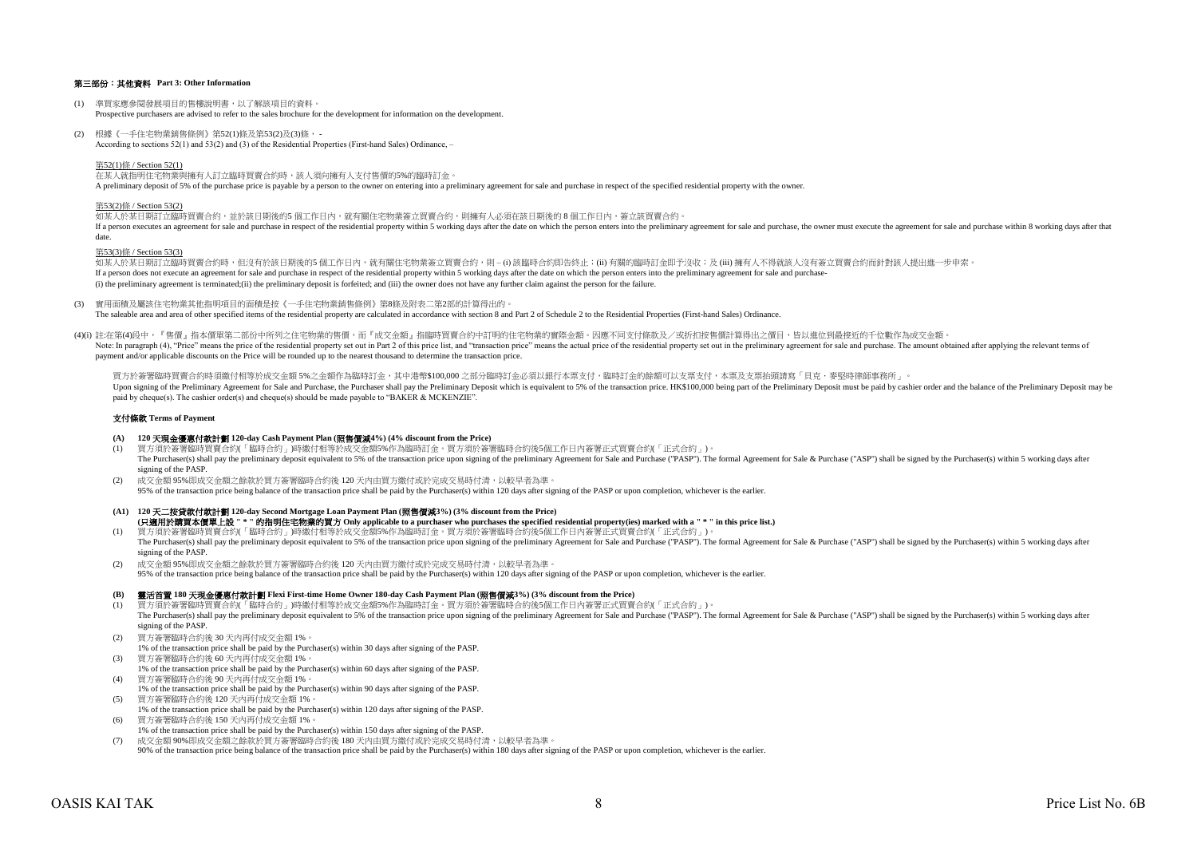### 第三部份：其他資料 Part 3: Other Information

(1) 準買家應參閱發展項目的售樓說明書，以了解該項目的資料。
Prospective purchasers are advised to refer to the sales brochure for the development for information on the development.

(2) 根據《一手住宅物業銷售條例》第52(1)條及第53(2)及(3)條， -
According to sections 52(1) and 53(2) and (3) of the Residential Properties (First-hand Sales) Ordinance, –

第52(1)條 / Section 52(1)
在某人就指明住宅物業與擁有人訂立臨時買賣合約時，該人須向擁有人支付售價的5%的臨時訂金。
A preliminary deposit of 5% of the purchase price is payable by a person to the owner on entering into a preliminary agreement for sale and purchase in respect of the specified residential property with the owner.

第53(2)條 / Section 53(2)
如某人於某日期訂立臨時買賣合約，並於該日期後的5 個工作日內，就有關住宅物業簽立買賣合約，則擁有人必須在該日期後的 8 個工作日內，簽立該買賣合約。
If a person executes an agreement for sale and purchase in respect of the residential property within 5 working days after the date on which the person enters into the preliminary agreement for sale and purchase, the owner must execute the agreement for sale and purchase within 8 working days after that date.

第53(3)條 / Section 53(3)
如某人於某日期訂立臨時買賣合約時，但沒有於該日期後的5 個工作日內，就有關住宅物業簽立買賣合約，則 – (i) 該臨時合約即告終止；(ii) 有關的臨時訂金即予沒收；及 (iii) 擁有人不得就該人沒有簽立買賣合約而針對該人提出進一步申索。
If a person does not execute an agreement for sale and purchase in respect of the residential property within 5 working days after the date on which the person enters into the preliminary agreement for sale and purchase-
(i) the preliminary agreement is terminated;(ii) the preliminary deposit is forfeited; and (iii) the owner does not have any further claim against the person for the failure.

(3) 實用面積及屬該住宅物業其他指明項目的面積是按《一手住宅物業銷售條例》第8條及附表二第2部的計算得出的。
The saleable area and area of other specified items of the residential property are calculated in accordance with section 8 and Part 2 of Schedule 2 to the Residential Properties (First-hand Sales) Ordinance.

(4)(i) 註:在第(4)段中，『售價』指本價單第二部份中所列之住宅物業的售價，而『成交金額』指臨時買賣合約中訂明的住宅物業的實際金額。因應不同支付條款及／或折扣按售價計算得出之價目，皆以進位到最接近的千位數作為成交金額。
Note: In paragraph (4), "Price" means the price of the residential property set out in Part 2 of this price list, and "transaction price" means the actual price of the residential property set out in the preliminary agreement for sale and purchase. The amount obtained after applying the relevant terms of payment and/or applicable discounts on the Price will be rounded up to the nearest thousand to determine the transaction price.

買方於簽署臨時買賣合約時須繳付相等於成交金額 5%之金額作為臨時訂金，其中港幣$100,000 之部分臨時訂金必須以銀行本票支付，臨時訂金的餘額可以支票支付，本票及支票抬頭請寫「貝克．麥堅時律師事務所」。
Upon signing of the Preliminary Agreement for Sale and Purchase, the Purchaser shall pay the Preliminary Deposit which is equivalent to 5% of the transaction price. HK$100,000 being part of the Preliminary Deposit must be paid by cashier order and the balance of the Preliminary Deposit may be paid by cheque(s). The cashier order(s) and cheque(s) should be made payable to "BAKER & MCKENZIE".

#### 支付條款 Terms of Payment

**(A) 120 天現金優惠付款計劃 120-day Cash Payment Plan (照售價減4%) (4% discount from the Price)**

(1) 買方須於簽署臨時買賣合約(「臨時合約」)時繳付相等於成交金額5%作為臨時訂金。買方須於簽署臨時合約後5個工作日內簽署正式買賣合約(「正式合約」)。
The Purchaser(s) shall pay the preliminary deposit equivalent to 5% of the transaction price upon signing of the preliminary Agreement for Sale and Purchase ("PASP"). The formal Agreement for Sale & Purchase ("ASP") shall be signed by the Purchaser(s) within 5 working days after signing of the PASP.

(2) 成交金額 95%即成交金額之餘款於買方簽署臨時合約後 120 天內由買方繳付或於完成交易時付清，以較早者為準。
95% of the transaction price being balance of the transaction price shall be paid by the Purchaser(s) within 120 days after signing of the PASP or upon completion, whichever is the earlier.

**(A1) 120 天二按貸款付款計劃 120-day Second Mortgage Loan Payment Plan (照售價減3%) (3% discount from the Price)**
**(只適用於購買本價單上設 " * " 的指明住宅物業的買方 Only applicable to a purchaser who purchases the specified residential property(ies) marked with a " * " in this price list.)**

(1) 買方須於簽署臨時買賣合約(「臨時合約」)時繳付相等於成交金額5%作為臨時訂金。買方須於簽署臨時合約後5個工作日內簽署正式買賣合約(「正式合約」)。
The Purchaser(s) shall pay the preliminary deposit equivalent to 5% of the transaction price upon signing of the preliminary Agreement for Sale and Purchase ("PASP"). The formal Agreement for Sale & Purchase ("ASP") shall be signed by the Purchaser(s) within 5 working days after signing of the PASP.

(2) 成交金額 95%即成交金額之餘款於買方簽署臨時合約後 120 天內由買方繳付或於完成交易時付清，以較早者為準。
95% of the transaction price being balance of the transaction price shall be paid by the Purchaser(s) within 120 days after signing of the PASP or upon completion, whichever is the earlier.

**(B) 靈活首置 180 天現金優惠付款計劃 Flexi First-time Home Owner 180-day Cash Payment Plan (照售價減3%) (3% discount from the Price)**

(1) 買方須於簽署臨時買賣合約(「臨時合約」)時繳付相等於成交金額5%作為臨時訂金。買方須於簽署臨時合約後5個工作日內簽署正式買賣合約(「正式合約」)。
The Purchaser(s) shall pay the preliminary deposit equivalent to 5% of the transaction price upon signing of the preliminary Agreement for Sale and Purchase ("PASP"). The formal Agreement for Sale & Purchase ("ASP") shall be signed by the Purchaser(s) within 5 working days after signing of the PASP.

(2) 買方簽署臨時合約後 30 天內再付成交金額 1%。
1% of the transaction price shall be paid by the Purchaser(s) within 30 days after signing of the PASP.

(3) 買方簽署臨時合約後 60 天內再付成交金額 1%。
1% of the transaction price shall be paid by the Purchaser(s) within 60 days after signing of the PASP.

(4) 買方簽署臨時合約後 90 天內再付成交金額 1%。
1% of the transaction price shall be paid by the Purchaser(s) within 90 days after signing of the PASP.

(5) 買方簽署臨時合約後 120 天內再付成交金額 1%。
1% of the transaction price shall be paid by the Purchaser(s) within 120 days after signing of the PASP.

(6) 買方簽署臨時合約後 150 天內再付成交金額 1%。
1% of the transaction price shall be paid by the Purchaser(s) within 150 days after signing of the PASP.

(7) 成交金額 90%即成交金額之餘款於買方簽署臨時合約後 180 天內由買方繳付或於完成交易時付清，以較早者為準。
90% of the transaction price being balance of the transaction price shall be paid by the Purchaser(s) within 180 days after signing of the PASP or upon completion, whichever is the earlier.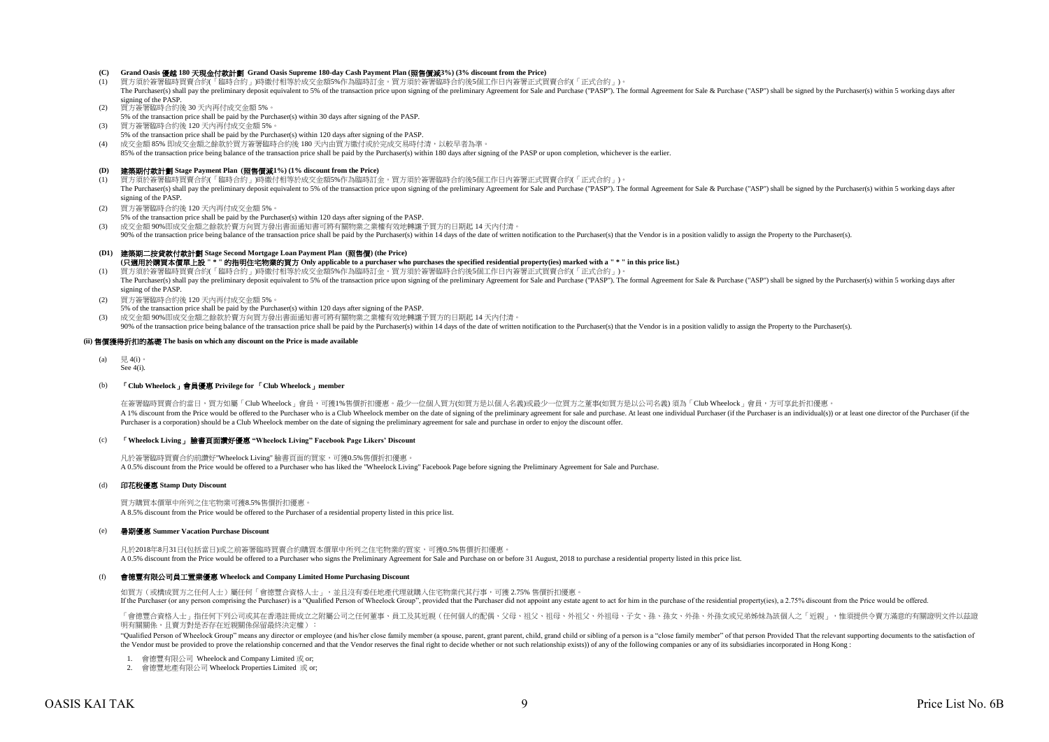**(C) Grand Oasis 優越 180 天現金付款計劃 Grand Oasis Supreme 180-day Cash Payment Plan (照售價減3%) (3% discount from the Price)**

(1) 買方須於簽署臨時買賣合約(「臨時合約」)時繳付相等於成交金額5%作為臨時訂金。買方須於簽署臨時合約後5個工作日內簽署正式買賣合約(「正式合約」)。
The Purchaser(s) shall pay the preliminary deposit equivalent to 5% of the transaction price upon signing of the preliminary Agreement for Sale and Purchase ("PASP"). The formal Agreement for Sale & Purchase ("ASP") shall be signed by the Purchaser(s) within 5 working days after signing of the PASP.

(2) 買方簽署臨時合約後 30 天內再付成交金額 5%。
5% of the transaction price shall be paid by the Purchaser(s) within 30 days after signing of the PASP.

(3) 買方簽署臨時合約後 120 天內再付成交金額 5%。
5% of the transaction price shall be paid by the Purchaser(s) within 120 days after signing of the PASP.

(4) 成交金額 85% 即成交金額之餘款於買方簽署臨時合約後 180 天內由買方繳付或於完成交易時付清，以較早者為準。
85% of the transaction price being balance of the transaction price shall be paid by the Purchaser(s) within 180 days after signing of the PASP or upon completion, whichever is the earlier.

**(D) 建築期付款計劃 Stage Payment Plan (照售價減1%) (1% discount from the Price)**

(1) 買方須於簽署臨時買賣合約(「臨時合約」)時繳付相等於成交金額5%作為臨時訂金。買方須於簽署臨時合約後5個工作日內簽署正式買賣合約(「正式合約」)。
The Purchaser(s) shall pay the preliminary deposit equivalent to 5% of the transaction price upon signing of the preliminary Agreement for Sale and Purchase ("PASP"). The formal Agreement for Sale & Purchase ("ASP") shall be signed by the Purchaser(s) within 5 working days after signing of the PASP.

(2) 買方簽署臨時合約後 120 天內再付成交金額 5%。
5% of the transaction price shall be paid by the Purchaser(s) within 120 days after signing of the PASP.

(3) 成交金額 90%即成交金額之餘款於賣方向買方發出書面通知書可將有關物業之業權有效地轉讓予買方的日期起 14 天內付清。
90% of the transaction price being balance of the transaction price shall be paid by the Purchaser(s) within 14 days of the date of written notification to the Purchaser(s) that the Vendor is in a position validly to assign the Property to the Purchaser(s).

**(D1) 建築期二按貸款付款計劃 Stage Second Mortgage Loan Payment Plan (照售價) (the Price)**
**(只適用於購買本價單上設 " * " 的指明住宅物業的買方 Only applicable to a purchaser who purchases the specified residential property(ies) marked with a " * " in this price list.)**

(1) 買方須於簽署臨時買賣合約(「臨時合約」)時繳付相等於成交金額5%作為臨時訂金。買方須於簽署臨時合約後5個工作日內簽署正式買賣合約(「正式合約」)。
The Purchaser(s) shall pay the preliminary deposit equivalent to 5% of the transaction price upon signing of the preliminary Agreement for Sale and Purchase ("PASP"). The formal Agreement for Sale & Purchase ("ASP") shall be signed by the Purchaser(s) within 5 working days after signing of the PASP.

(2) 買方簽署臨時合約後 120 天內再付成交金額 5%。
5% of the transaction price shall be paid by the Purchaser(s) within 120 days after signing of the PASP.

(3) 成交金額 90%即成交金額之餘款於賣方向買方發出書面通知書可將有關物業之業權有效地轉讓予買方的日期起 14 天內付清。
90% of the transaction price being balance of the transaction price shall be paid by the Purchaser(s) within 14 days of the date of written notification to the Purchaser(s) that the Vendor is in a position validly to assign the Property to the Purchaser(s).

**(ii) 售價獲得折扣的基礎 The basis on which any discount on the Price is made available**

(a) 見 4(i)。
See 4(i).

(b) **「Club Wheelock」會員優惠 Privilege for 「Club Wheelock」member**

在簽署臨時買賣合約當日，買方如屬「Club Wheelock」會員，可獲1%售價折扣優惠。最少一位個人買方(如買方是以個人名義)或最少一位買方之董事(如買方是以公司名義) 須為「Club Wheelock」會員，方可享此折扣優惠。
A 1% discount from the Price would be offered to the Purchaser who is a Club Wheelock member on the date of signing of the preliminary agreement for sale and purchase. At least one individual Purchaser (if the Purchaser is an individual(s)) or at least one director of the Purchaser (if the Purchaser is a corporation) should be a Club Wheelock member on the date of signing the preliminary agreement for sale and purchase in order to enjoy the discount offer.

(c) **「Wheelock Living」 臉書頁面讚好優惠 "Wheelock Living" Facebook Page Likers' Discount**

凡於簽署臨時買賣合約前讚好"Wheelock Living" 臉書頁面的買家，可獲0.5%售價折扣優惠。
A 0.5% discount from the Price would be offered to a Purchaser who has liked the "Wheelock Living" Facebook Page before signing the Preliminary Agreement for Sale and Purchase.

(d) **印花稅優惠 Stamp Duty Discount**

買方購買本價單中所列之住宅物業可獲8.5%售價折扣優惠。
A 8.5% discount from the Price would be offered to the Purchaser of a residential property listed in this price list.

(e) **暑期優惠 Summer Vacation Purchase Discount**

凡於2018年8月31日(包括當日)或之前簽署臨時買賣合約購買本價單中所列之住宅物業的買家，可獲0.5%售價折扣優惠。
A 0.5% discount from the Price would be offered to a Purchaser who signs the Preliminary Agreement for Sale and Purchase on or before 31 August, 2018 to purchase a residential property listed in this price list.

(f) **會德豐有限公司員工置業優惠 Wheelock and Company Limited Home Purchasing Discount**

如買方（或構成買方之任何人士）屬任何「會德豐合資格人士」，並且沒有委任地產代理就購入住宅物業代其行事，可獲 2.75% 售價折扣優惠。
If the Purchaser (or any person comprising the Purchaser) is a "Qualified Person of Wheelock Group", provided that the Purchaser did not appoint any estate agent to act for him in the purchase of the residential property(ies), a 2.75% discount from the Price would be offered.

「會德豐合資格人士」指任何下列公司或其在香港註冊成立之附屬公司之任何董事、員工及其近親（任何個人的配偶、父母、祖父、祖母、外祖父、外祖母、子女、孫、孫女、外孫、外孫女或兄弟姊妹為該個人之「近親」，惟須提供令賣方滿意的有關證明文件以茲證明有關關係，且賣方對是否存在近親關係保留最終決定權）：

"Qualified Person of Wheelock Group" means any director or employee (and his/her close family member (a spouse, parent, grant parent, child, grand child or sibling of a person is a "close family member" of that person Provided That the relevant supporting documents to the satisfaction of the Vendor must be provided to prove the relationship concerned and that the Vendor reserves the final right to decide whether or not such relationship exists)) of any of the following companies or any of its subsidiaries incorporated in Hong Kong :

1. 會德豐有限公司 Wheelock and Company Limited 或 or;
2. 會德豐地產有限公司 Wheelock Properties Limited 或 or;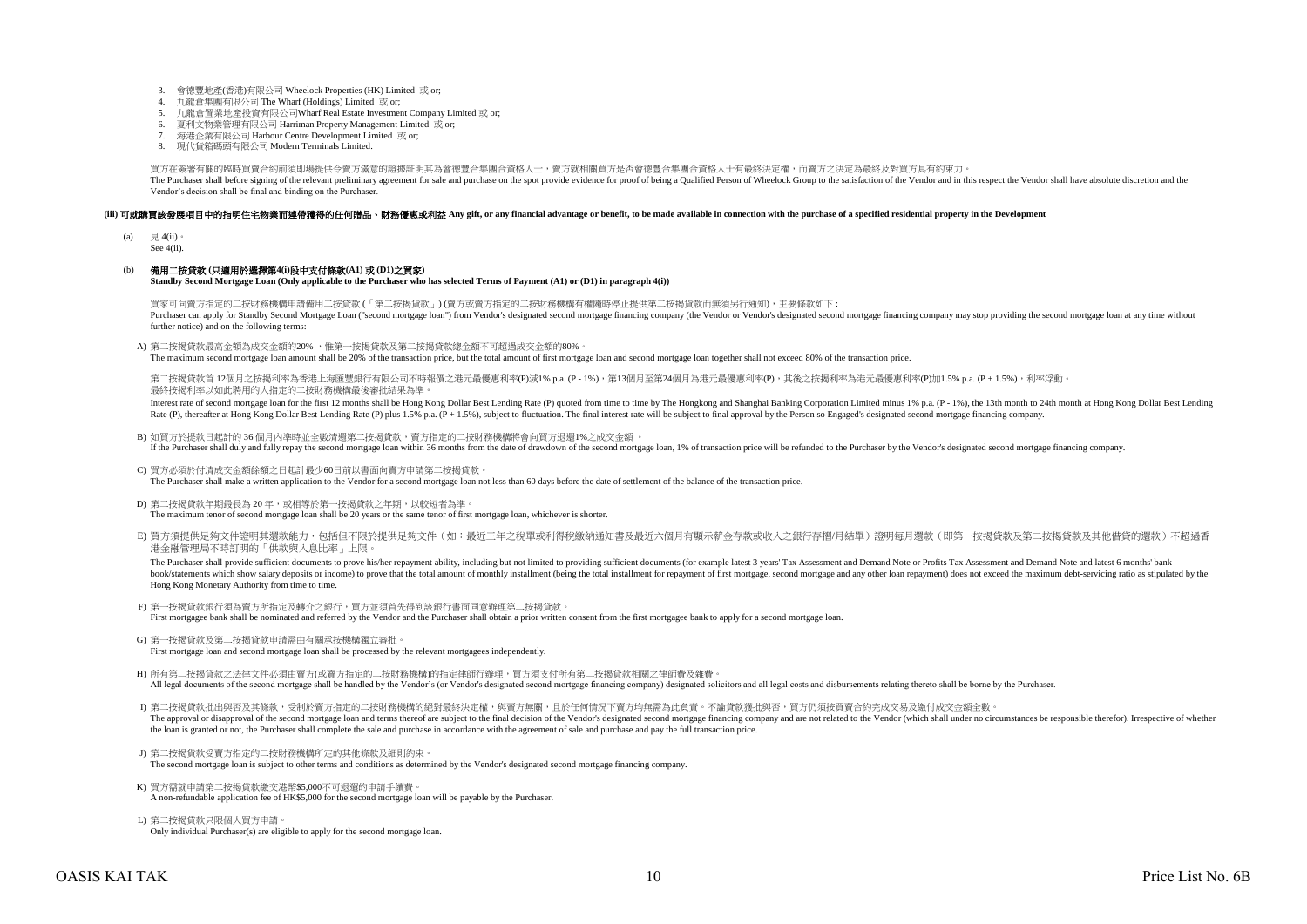3. 會德豐地產(香港)有限公司 Wheelock Properties (HK) Limited 或 or;
4. 九龍倉集團有限公司 The Wharf (Holdings) Limited 或 or;
5. 九龍倉置業地產投資有限公司Wharf Real Estate Investment Company Limited 或 or;
6. 夏利文物業管理有限公司 Harriman Property Management Limited 或 or;
7. 海港企業有限公司 Harbour Centre Development Limited 或 or;
8. 現代貨箱碼頭有限公司 Modern Terminals Limited.

買方在簽署有關的臨時買賣合約前須即場提供令賣方滿意的證據證明其為會德豐合集團合資格人士，賣方就相關買方是否會德豐合集團合資格人士有最終決定權，而賣方之決定為最終及對買方具有約束力。
The Purchaser shall before signing of the relevant preliminary agreement for sale and purchase on the spot provide evidence for proof of being a Qualified Person of Wheelock Group to the satisfaction of the Vendor and in this respect the Vendor shall have absolute discretion and the Vendor's decision shall be final and binding on the Purchaser.

**(iii) 可就購買該發展項目中的指明住宅物業而連帶獲得的任何贈品、財務優惠或利益 Any gift, or any financial advantage or benefit, to be made available in connection with the purchase of a specified residential property in the Development**

(a) 見 4(ii)。
See 4(ii).

(b) **備用二按貸款 (只適用於選擇第4(i)段中支付條款(A1) 或 (D1)之買家)**
**Standby Second Mortgage Loan (Only applicable to the Purchaser who has selected Terms of Payment (A1) or (D1) in paragraph 4(i))**

買家可向賣方指定的二按財務機構申請備用二按貸款 (「第二按揭貸款」) (賣方或賣方指定的二按財務機構有權隨時停止提供第二按揭貸款而無須另行通知)，主要條款如下：
Purchaser can apply for Standby Second Mortgage Loan ("second mortgage loan") from Vendor's designated second mortgage financing company (the Vendor or Vendor's designated second mortgage financing company may stop providing the second mortgage loan at any time without further notice) and on the following terms:-

A) 第二按揭貸款最高金額為成交金額的20% ，惟第一按揭貸款及第二按揭貸款總金額不可超過成交金額的80%。
The maximum second mortgage loan amount shall be 20% of the transaction price, but the total amount of first mortgage loan and second mortgage loan together shall not exceed 80% of the transaction price.

第二按揭貸款首 12個月之按揭利率為香港上海匯豐銀行有限公司不時報價之港元最優惠利率(P)減1% p.a. (P - 1%)，第13個月至第24個月為港元最優惠利率(P)，其後之按揭利率為港元最優惠利率(P)加1.5% p.a. (P + 1.5%)，利率浮動。最終按揭利率以如此聘用的人指定的二按財務機構最後審批結果為準。
Interest rate of second mortgage loan for the first 12 months shall be Hong Kong Dollar Best Lending Rate (P) quoted from time to time by The Hongkong and Shanghai Banking Corporation Limited minus 1% p.a. (P - 1%), the 13th month to 24th month at Hong Kong Dollar Best Lending Rate (P), thereafter at Hong Kong Dollar Best Lending Rate (P) plus 1.5% p.a. (P + 1.5%), subject to fluctuation. The final interest rate will be subject to final approval by the Person so Engaged's designated second mortgage financing company.

B) 如買方於提款日起計的 36 個月內準時並全數清還第二按揭貸款，賣方指定的二按財務機構將會向買方退還1%之成交金額 。
If the Purchaser shall duly and fully repay the second mortgage loan within 36 months from the date of drawdown of the second mortgage loan, 1% of transaction price will be refunded to the Purchaser by the Vendor's designated second mortgage financing company.

C) 買方必須於付清成交金額餘額之日起計最少60日前以書面向賣方申請第二按揭貸款。
The Purchaser shall make a written application to the Vendor for a second mortgage loan not less than 60 days before the date of settlement of the balance of the transaction price.

D) 第二按揭貸款年期最長為 20 年，或相等於第一按揭貸款之年期，以較短者為準。
The maximum tenor of second mortgage loan shall be 20 years or the same tenor of first mortgage loan, whichever is shorter.

E) 買方須提供足夠文件證明其還款能力，包括但不限於提供足夠文件（如：最近三年之稅單或利得稅繳納通知書及最近六個月有顯示薪金存款或收入之銀行存摺/月結單）證明每月還款（即第一按揭貸款及第二按揭貸款及其他借貸的還款）不超過香港金融管理局不時訂明的「供款與入息比率」上限。
The Purchaser shall provide sufficient documents to prove his/her repayment ability, including but not limited to providing sufficient documents (for example latest 3 years' Tax Assessment and Demand Note or Profits Tax Assessment and Demand Note and latest 6 months' bank book/statements which show salary deposits or income) to prove that the total amount of monthly installment (being the total installment for repayment of first mortgage, second mortgage and any other loan repayment) does not exceed the maximum debt-servicing ratio as stipulated by the Hong Kong Monetary Authority from time to time.

F) 第一按揭貸款銀行須為賣方所指定及轉介之銀行，買方並須首先得到該銀行書面同意辦理第二按揭貸款。
First mortgagee bank shall be nominated and referred by the Vendor and the Purchaser shall obtain a prior written consent from the first mortgagee bank to apply for a second mortgage loan.

G) 第一按揭貸款及第二按揭貸款申請需由有關承按機構獨立審批。
First mortgage loan and second mortgage loan shall be processed by the relevant mortgagees independently.

H) 所有第二按揭貸款之法律文件必須由賣方(或賣方指定的二按財務機構)的指定律師行辦理，買方須支付所有第二按揭貸款相關之律師費及雜費。
All legal documents of the second mortgage shall be handled by the Vendor's (or Vendor's designated second mortgage financing company) designated solicitors and all legal costs and disbursements relating thereto shall be borne by the Purchaser.

I) 第二按揭貸款批出與否及其條款，受制於賣方指定的二按財務機構的絕對最終決定權，與賣方無關，且於任何情況下賣方均無需為此負責。不論貸款獲批與否，買方仍須按買賣合約完成交易及繳付成交金額全數。
The approval or disapproval of the second mortgage loan and terms thereof are subject to the final decision of the Vendor's designated second mortgage financing company and are not related to the Vendor (which shall under no circumstances be responsible therefor). Irrespective of whether the loan is granted or not, the Purchaser shall complete the sale and purchase in accordance with the agreement of sale and purchase and pay the full transaction price.

J) 第二按揭貸款受賣方指定的二按財務機構所定的其他條款及細則約束。
The second mortgage loan is subject to other terms and conditions as determined by the Vendor's designated second mortgage financing company.

K) 買方需就申請第二按揭貸款繳交港幣$5,000不可退還的申請手續費。
A non-refundable application fee of HK$5,000 for the second mortgage loan will be payable by the Purchaser.

L) 第二按揭貸款只限個人買方申請。
Only individual Purchaser(s) are eligible to apply for the second mortgage loan.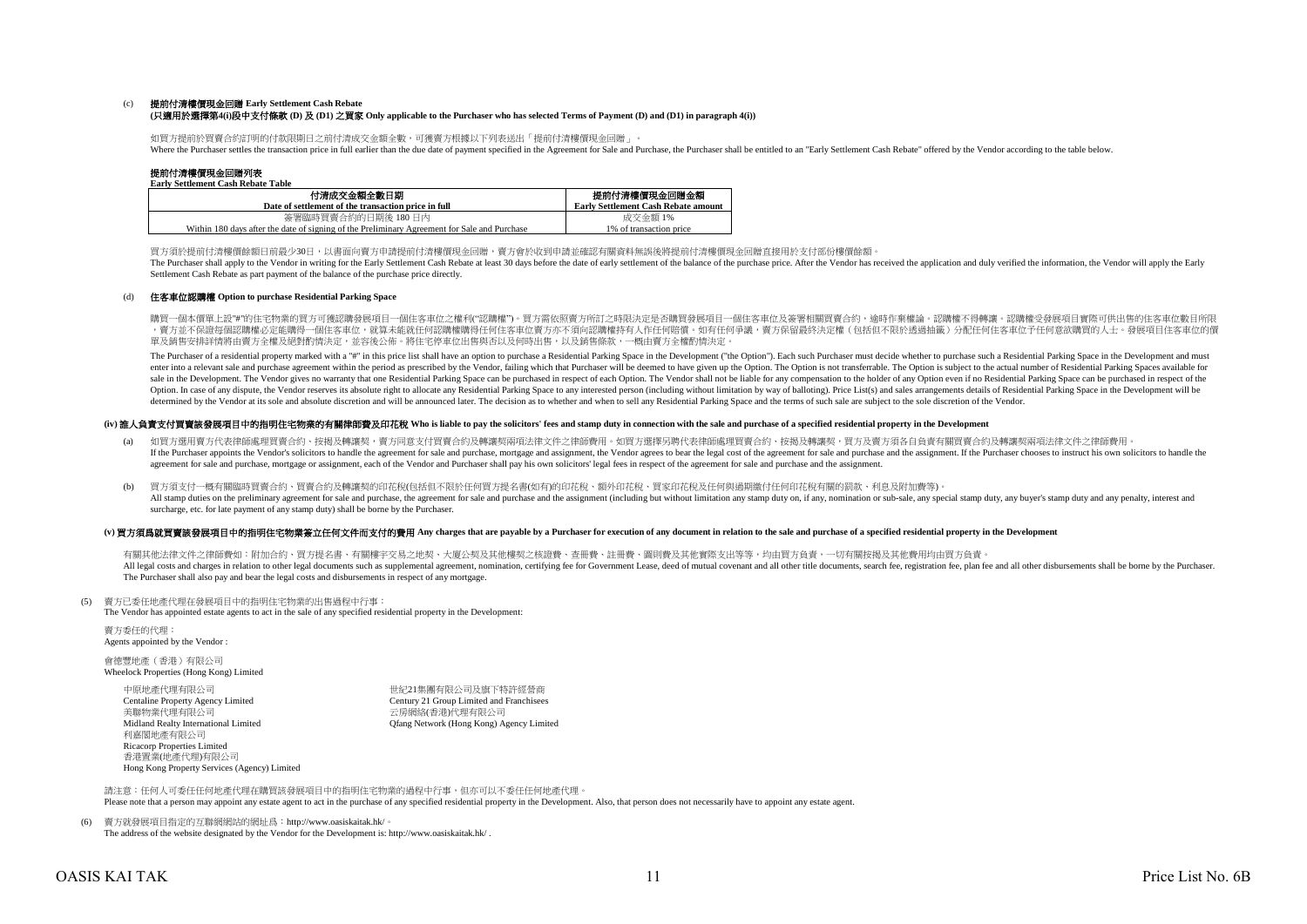(c) **提前付清樓價現金回贈 Early Settlement Cash Rebate**
**(只適用於選擇第4(i)段中支付條款 (D) 及 (D1) 之買家 Only applicable to the Purchaser who has selected Terms of Payment (D) and (D1) in paragraph 4(i))**

如買方提前於買賣合約訂明的付款限期日之前付清成交金額全數，可獲賣方根據以下列表送出「提前付清樓價現金回贈」。
Where the Purchaser settles the transaction price in full earlier than the due date of payment specified in the Agreement for Sale and Purchase, the Purchaser shall be entitled to an "Early Settlement Cash Rebate" offered by the Vendor according to the table below.

**提前付清樓價現金回贈列表**
**Early Settlement Cash Rebate Table**

| 付清成交金額全數日期<br>Date of settlement of the transaction price in full | 提前付清樓價現金回贈金額<br>Early Settlement Cash Rebate amount |
|---|---|
| 簽署臨時買賣合約的日期後 180 日內<br>Within 180 days after the date of signing of the Preliminary Agreement for Sale and Purchase | 成交金額 1%<br>1% of transaction price |

買方須於提前付清樓價餘額日前最少30日，以書面向賣方申請提前付清樓價現金回贈，賣方會於收到申請並確認有關資料無誤後將提前付清樓價現金回贈直接用於支付部份樓價餘額。
The Purchaser shall apply to the Vendor in writing for the Early Settlement Cash Rebate at least 30 days before the date of early settlement of the balance of the purchase price. After the Vendor has received the application and duly verified the information, the Vendor will apply the Early Settlement Cash Rebate as part payment of the balance of the purchase price directly.

(d) **住客車位認購權 Option to purchase Residential Parking Space**

購買一個本價單上設"#"的住宅物業的買方可獲認購發展項目一個住客車位之權利("認購權")。買方需依照賣方所訂之時限決定是否購買發展項目一個住客車位及簽署相關買賣合約，逾時作棄權論。認購權不得轉讓。認購權受發展項目實際可供出售的住客車位數目所限，賣方並不保證每個認購權必定能購得一個住客車位，就算未能就任何認購權購得任何住客車位賣方亦不須向認購權持有人作任何賠償。如有任何爭議，賣方保留最終決定權（包括但不限於透過抽籤）分配任何住客車位予任何意欲購買的人士。發展項目住客車位的價單及銷售安排詳情將由賣方全權及絕對酌情決定，並容後公佈。將住宅停車位出售與否以及何時出售，以及銷售條款，一概由賣方全權酌情決定。

The Purchaser of a residential property marked with a "#" in this price list shall have an option to purchase a Residential Parking Space in the Development ("the Option"). Each such Purchaser must decide whether to purchase such a Residential Parking Space in the Development and must enter into a relevant sale and purchase agreement within the period as prescribed by the Vendor, failing which that Purchaser will be deemed to have given up the Option. The Option is not transferrable. The Option is subject to the actual number of Residential Parking Spaces available for sale in the Development. The Vendor gives no warranty that one Residential Parking Space can be purchased in respect of each Option. The Vendor shall not be liable for any compensation to the holder of any Option even if no Residential Parking Space can be purchased in respect of the Option. In case of any dispute, the Vendor reserves its absolute right to allocate any Residential Parking Space to any interested person (including without limitation by way of balloting). Price List(s) and sales arrangements details of Residential Parking Space in the Development will be determined by the Vendor at its sole and absolute discretion and will be announced later. The decision as to whether and when to sell any Residential Parking Space and the terms of such sale are subject to the sole discretion of the Vendor.

**(iv) 誰人負責支付買賣該發展項目中的指明住宅物業的有關律師費及印花稅 Who is liable to pay the solicitors' fees and stamp duty in connection with the sale and purchase of a specified residential property in the Development**

(a) 如買方選用賣方代表律師處理買賣合約、按揭及轉讓契，賣方同意支付買賣合約及轉讓契兩項法律文件之律師費用。如買方選擇另聘代表律師處理買賣合約、按揭及轉讓契，買方及賣方須各自負責有關買賣合約及轉讓契兩項法律文件之律師費用。
If the Purchaser appoints the Vendor's solicitors to handle the agreement for sale and purchase, mortgage and assignment, the Vendor agrees to bear the legal cost of the agreement for sale and purchase and the assignment. If the Purchaser chooses to instruct his own solicitors to handle the agreement for sale and purchase, mortgage or assignment, each of the Vendor and Purchaser shall pay his own solicitors' legal fees in respect of the agreement for sale and purchase and the assignment.

(b) 買方須支付一概有關臨時買賣合約、買賣合約及轉讓契的印花稅(包括但不限於任何買方提名書(如有)的印花稅、額外印花稅、買家印花稅及任何與過期繳付任何印花稅有關的罰款、利息及附加費等)。
All stamp duties on the preliminary agreement for sale and purchase, the agreement for sale and purchase and the assignment (including but without limitation any stamp duty on, if any, nomination or sub-sale, any special stamp duty, any buyer's stamp duty and any penalty, interest and surcharge, etc. for late payment of any stamp duty) shall be borne by the Purchaser.

**(v) 買方須爲就買賣該發展項目中的指明住宅物業簽立任何文件而支付的費用 Any charges that are payable by a Purchaser for execution of any document in relation to the sale and purchase of a specified residential property in the Development**

有關其他法律文件之律師費如：附加合約、買方提名書、有關樓宇交易之地契、大廈公契及其他樓契之核證費、查冊費、註冊費、圖則費及其他實際支出等等，均由買方負責，一切有關按揭及其他費用均由買方負責。
All legal costs and charges in relation to other legal documents such as supplemental agreement, nomination, certifying fee for Government Lease, deed of mutual covenant and all other title documents, search fee, registration fee, plan fee and all other disbursements shall be borne by the Purchaser. The Purchaser shall also pay and bear the legal costs and disbursements in respect of any mortgage.

(5) 賣方已委任地產代理在發展項目中的指明住宅物業的出售過程中行事：
The Vendor has appointed estate agents to act in the sale of any specified residential property in the Development:

賣方委任的代理：
Agents appointed by the Vendor :

會德豐地產（香港）有限公司
Wheelock Properties (Hong Kong) Limited

中原地產代理有限公司
Centaline Property Agency Limited
美聯物業代理有限公司
Midland Realty International Limited
利嘉閣地產有限公司
Ricacorp Properties Limited
香港置業(地產代理)有限公司
Hong Kong Property Services (Agency) Limited
世紀21集團有限公司及旗下特許經營商
Century 21 Group Limited and Franchisees
云房網絡(香港)代理有限公司
Qfang Network (Hong Kong) Agency Limited

請注意：任何人可委任任何地產代理在購買該發展項目中的指明住宅物業的過程中行事，但亦可以不委任任何地產代理。
Please note that a person may appoint any estate agent to act in the purchase of any specified residential property in the Development. Also, that person does not necessarily have to appoint any estate agent.

(6) 賣方就發展項目指定的互聯網網站的網址爲：http://www.oasiskaitak.hk/。
The address of the website designated by the Vendor for the Development is: http://www.oasiskaitak.hk/ .